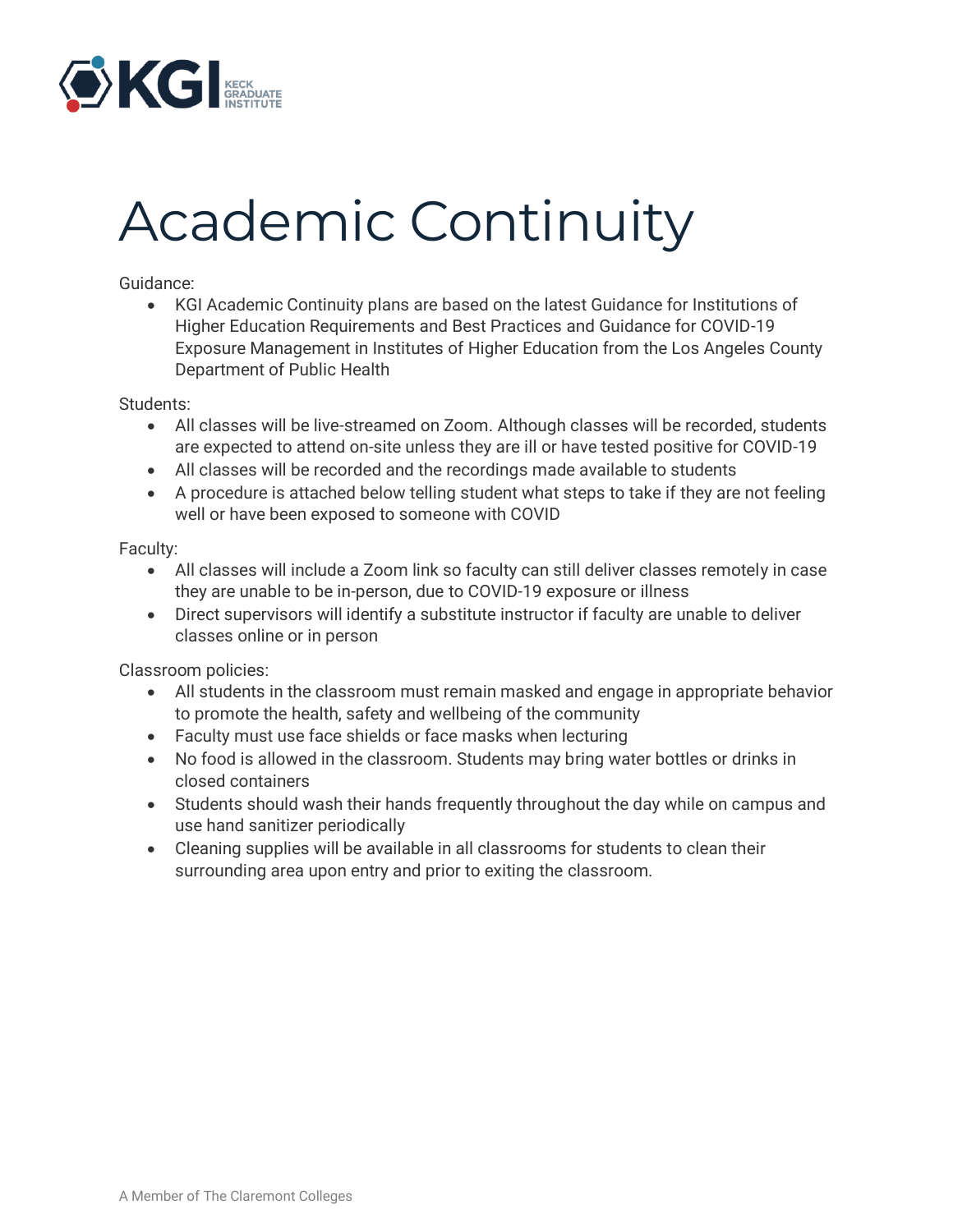# Academic Continuity

Guidance:

- KGI Academic Continuity plans are based on the latest Guidance for Institutions of Higher Education Requirements and Best Practices and Guidance for COVID-19 Exposure Management in Institutes of Higher Education from the Los Angeles County Department of Public Health

Students:

- All classes will be live-streamed on Zoom. Although classes will be recorded, students are expected to attend on-site unless they are ill or have tested positive for COVID-19
- All classes will be recorded and the recordings made available to students
- A procedure is attached below telling student what steps to take if they are not feeling well or have been exposed to someone with COVID

Faculty:

- All classes will include a Zoom link so faculty can still deliver classes remotely in case they are unable to be in-person, due to COVID-19 exposure or illness
- Direct supervisors will identify a substitute instructor if faculty are unable to deliver classes online or in person

Classroom policies:

- All students in the classroom must remain masked and engage in appropriate behavior to promote the health, safety and wellbeing of the community
- Faculty must use face shields or face masks when lecturing
- No food is allowed in the classroom. Students may bring water bottles or drinks in closed containers
- Students should wash their hands frequently throughout the day while on campus and use hand sanitizer periodically
- Cleaning supplies will be available in all classrooms for students to clean their surrounding area upon entry and prior to exiting the classroom.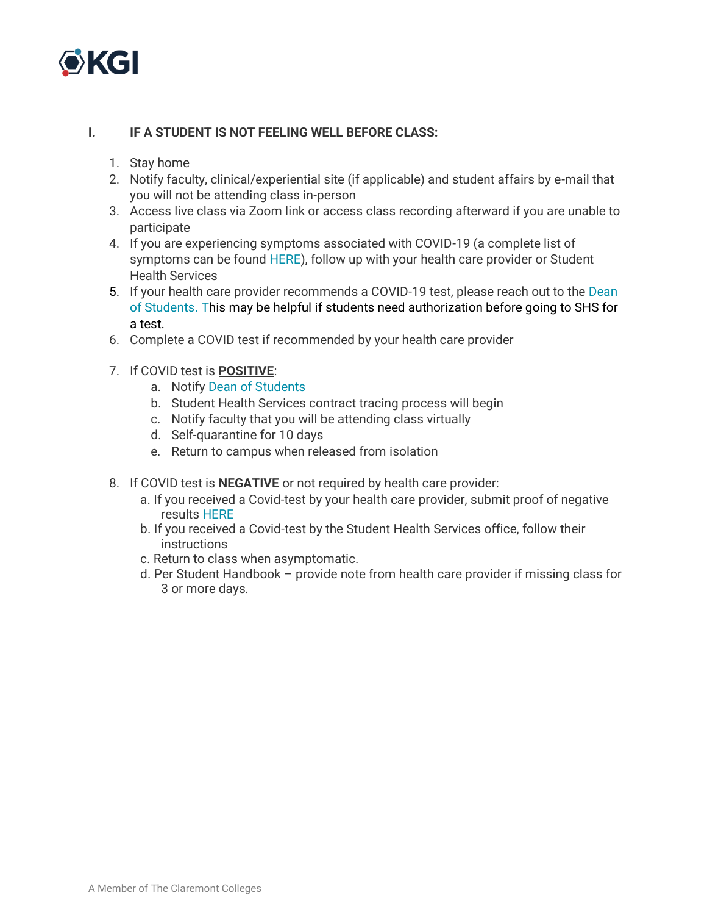## I. IF A STUDENT IS NOT FEELING WELL BEFORE CLASS:

1. Stay home
2. Notify faculty, clinical/experiential site (if applicable) and student affairs by e-mail that you will not be attending class in-person
3. Access live class via Zoom link or access class recording afterward if you are unable to participate
4. If you are experiencing symptoms associated with COVID-19 (a complete list of symptoms can be found HERE), follow up with your health care provider or Student Health Services
5. If your health care provider recommends a COVID-19 test, please reach out to the Dean of Students. This may be helpful if students need authorization before going to SHS for a test.
6. Complete a COVID test if recommended by your health care provider
7. If COVID test is **POSITIVE**:
    a. Notify Dean of Students
    b. Student Health Services contract tracing process will begin
    c. Notify faculty that you will be attending class virtually
    d. Self-quarantine for 10 days
    e. Return to campus when released from isolation
8. If COVID test is **NEGATIVE** or not required by health care provider:
    a. If you received a Covid-test by your health care provider, submit proof of negative results HERE
    b. If you received a Covid-test by the Student Health Services office, follow their instructions
    c. Return to class when asymptomatic.
    d. Per Student Handbook – provide note from health care provider if missing class for 3 or more days.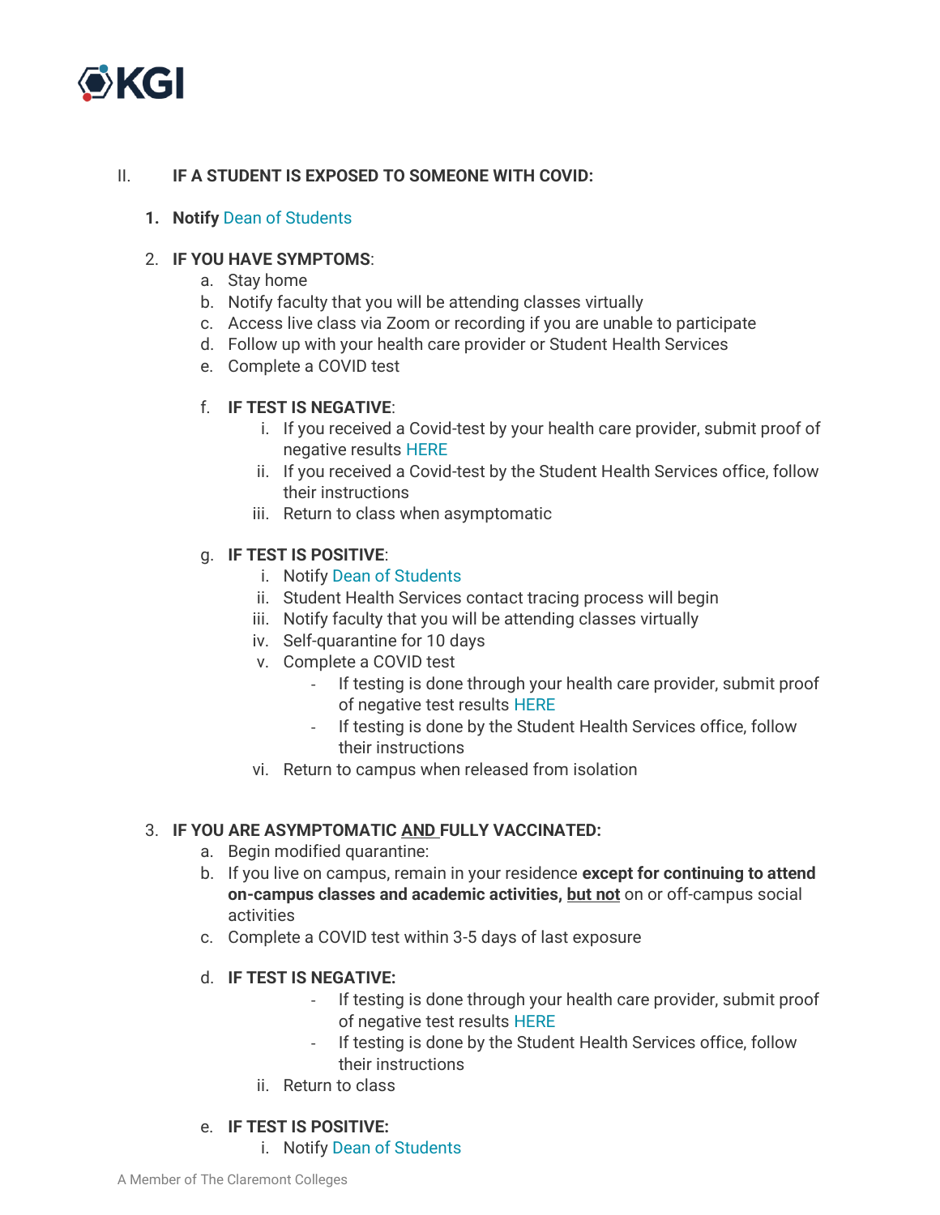II. **IF A STUDENT IS EXPOSED TO SOMEONE WITH COVID:**

1. **Notify** Dean of Students

2. **IF YOU HAVE SYMPTOMS**:
   a. Stay home
   b. Notify faculty that you will be attending classes virtually
   c. Access live class via Zoom or recording if you are unable to participate
   d. Follow up with your health care provider or Student Health Services
   e. Complete a COVID test

   f. **IF TEST IS NEGATIVE**:
      i. If you received a Covid-test by your health care provider, submit proof of negative results HERE
      ii. If you received a Covid-test by the Student Health Services office, follow their instructions
      iii. Return to class when asymptomatic

   g. **IF TEST IS POSITIVE**:
      i. Notify Dean of Students
      ii. Student Health Services contact tracing process will begin
      iii. Notify faculty that you will be attending classes virtually
      iv. Self-quarantine for 10 days
      v. Complete a COVID test
         - If testing is done through your health care provider, submit proof of negative test results HERE
         - If testing is done by the Student Health Services office, follow their instructions
      vi. Return to campus when released from isolation

3. **IF YOU ARE ASYMPTOMATIC AND FULLY VACCINATED:**
   a. Begin modified quarantine:
   b. If you live on campus, remain in your residence **except for continuing to attend on-campus classes and academic activities, but not** on or off-campus social activities
   c. Complete a COVID test within 3-5 days of last exposure

   d. **IF TEST IS NEGATIVE:**
         - If testing is done through your health care provider, submit proof of negative test results HERE
         - If testing is done by the Student Health Services office, follow their instructions
      ii. Return to class

   e. **IF TEST IS POSITIVE:**
      i. Notify Dean of Students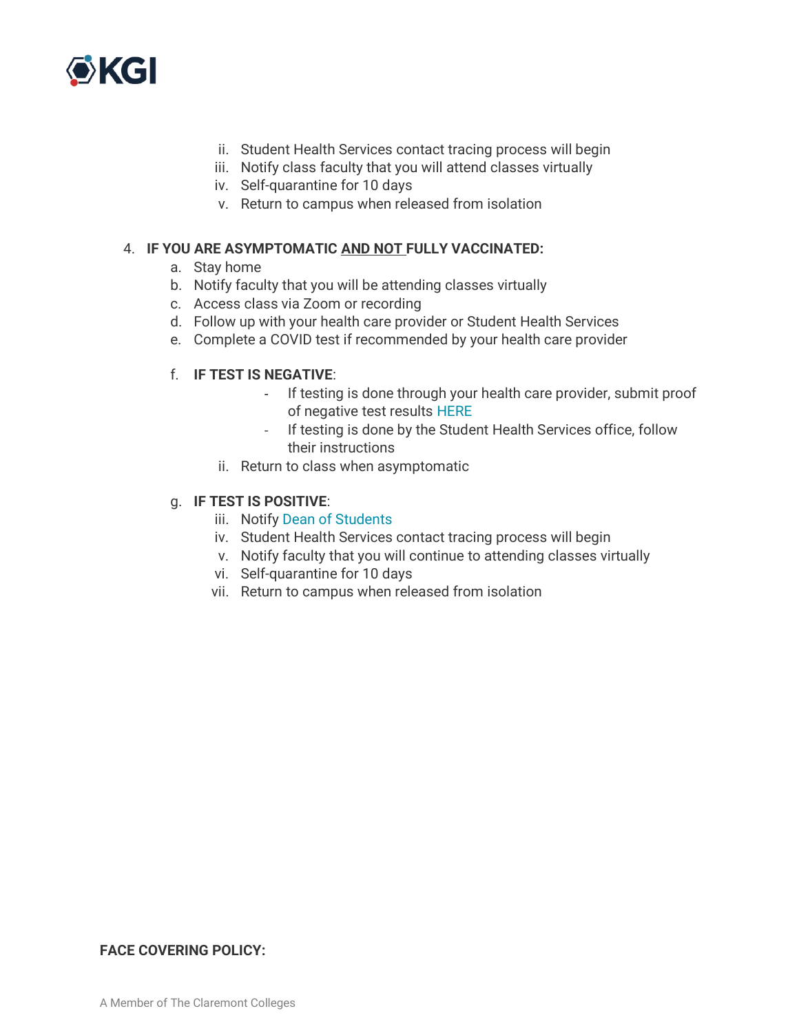ii. Student Health Services contact tracing process will begin
iii. Notify class faculty that you will attend classes virtually
iv. Self-quarantine for 10 days
v. Return to campus when released from isolation

4. **IF YOU ARE ASYMPTOMATIC <u>AND NOT</u> FULLY VACCINATED:**
   a. Stay home
   b. Notify faculty that you will be attending classes virtually
   c. Access class via Zoom or recording
   d. Follow up with your health care provider or Student Health Services
   e. Complete a COVID test if recommended by your health care provider

   f. **IF TEST IS NEGATIVE**:
      - If testing is done through your health care provider, submit proof of negative test results HERE
      - If testing is done by the Student Health Services office, follow their instructions

      ii. Return to class when asymptomatic

   g. **IF TEST IS POSITIVE**:
      iii. Notify Dean of Students
      iv. Student Health Services contact tracing process will begin
      v. Notify faculty that you will continue to attending classes virtually
      vi. Self-quarantine for 10 days
      vii. Return to campus when released from isolation

**FACE COVERING POLICY:**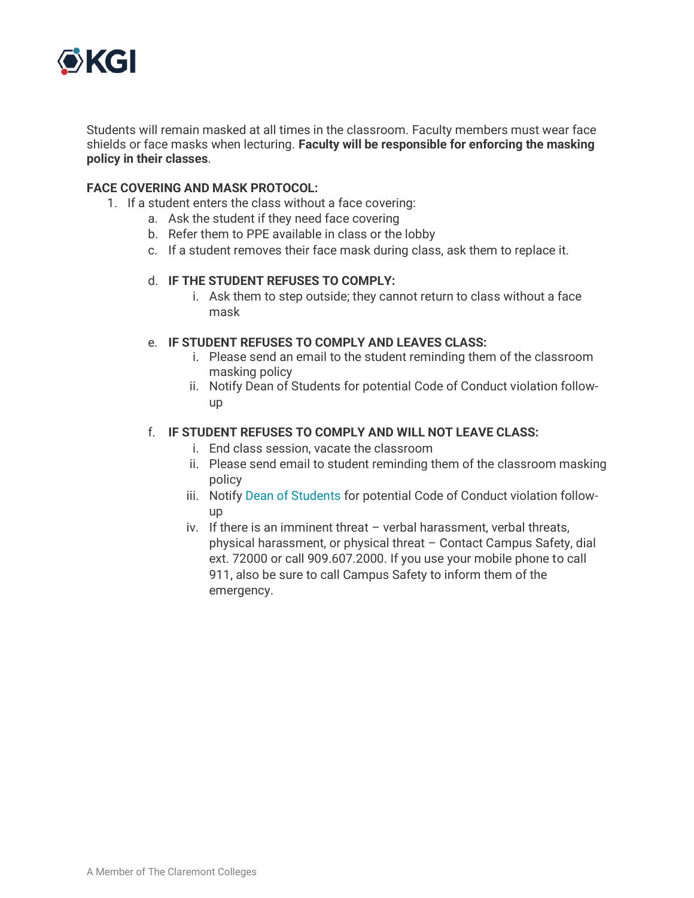Students will remain masked at all times in the classroom. Faculty members must wear face shields or face masks when lecturing. **Faculty will be responsible for enforcing the masking policy in their classes**.

**FACE COVERING AND MASK PROTOCOL:**

1. If a student enters the class without a face covering:
   a. Ask the student if they need face covering
   b. Refer them to PPE available in class or the lobby
   c. If a student removes their face mask during class, ask them to replace it.

   d. **IF THE STUDENT REFUSES TO COMPLY:**
      i. Ask them to step outside; they cannot return to class without a face mask

   e. **IF STUDENT REFUSES TO COMPLY AND LEAVES CLASS:**
      i. Please send an email to the student reminding them of the classroom masking policy
      ii. Notify Dean of Students for potential Code of Conduct violation follow-up

   f. **IF STUDENT REFUSES TO COMPLY AND WILL NOT LEAVE CLASS:**
      i. End class session, vacate the classroom
      ii. Please send email to student reminding them of the classroom masking policy
      iii. Notify Dean of Students for potential Code of Conduct violation follow-up
      iv. If there is an imminent threat – verbal harassment, verbal threats, physical harassment, or physical threat – Contact Campus Safety, dial ext. 72000 or call 909.607.2000. If you use your mobile phone to call 911, also be sure to call Campus Safety to inform them of the emergency.